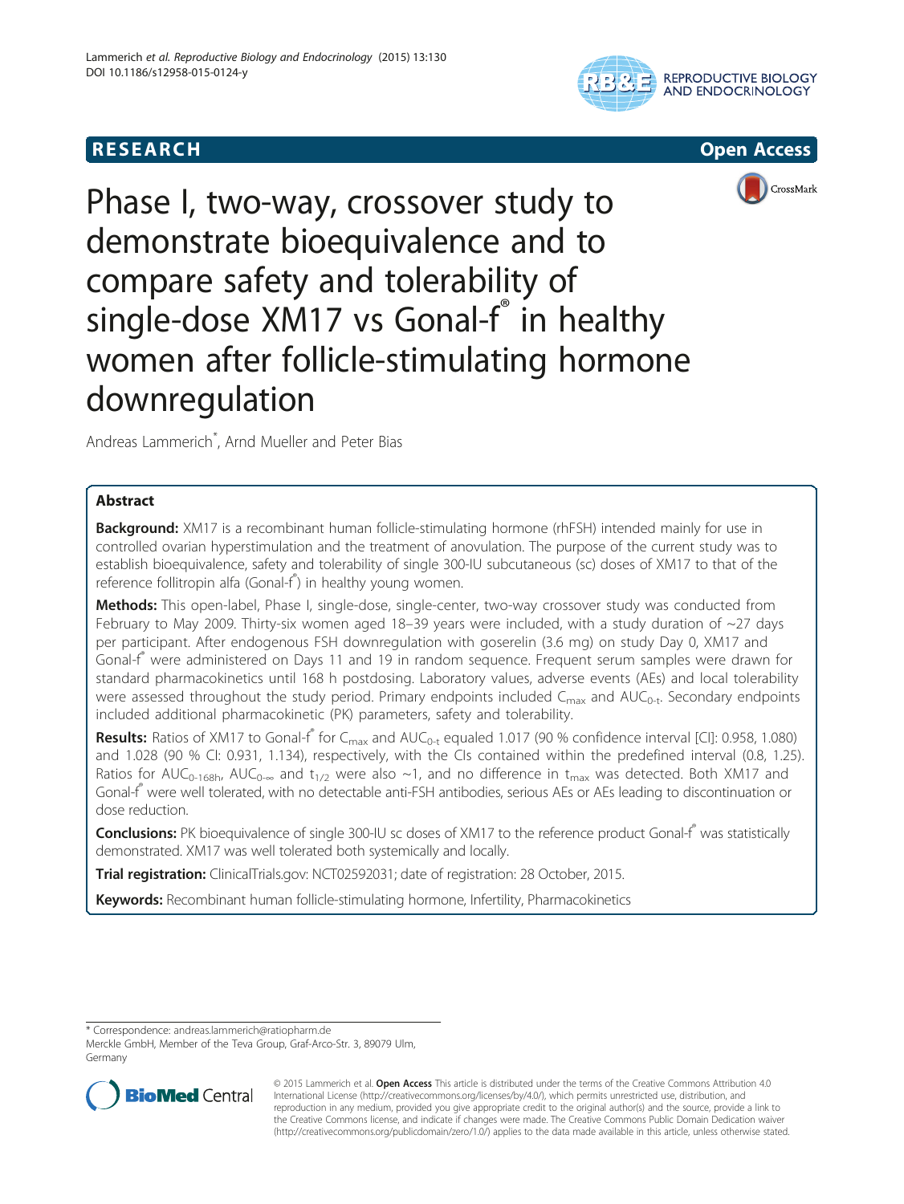**RESEARCH** **Open Access**

# Phase I, two-way, crossover study to demonstrate bioequivalence and to compare safety and tolerability of single-dose XM17 vs Gonal-f® in healthy women after follicle-stimulating hormone downregulation

Andreas Lammerich*, Arnd Mueller and Peter Bias

## Abstract

**Background:** XM17 is a recombinant human follicle-stimulating hormone (rhFSH) intended mainly for use in controlled ovarian hyperstimulation and the treatment of anovulation. The purpose of the current study was to establish bioequivalence, safety and tolerability of single 300-IU subcutaneous (sc) doses of XM17 to that of the reference follitropin alfa (Gonal-f®) in healthy young women.

**Methods:** This open-label, Phase I, single-dose, single-center, two-way crossover study was conducted from February to May 2009. Thirty-six women aged 18–39 years were included, with a study duration of ~27 days per participant. After endogenous FSH downregulation with goserelin (3.6 mg) on study Day 0, XM17 and Gonal-f® were administered on Days 11 and 19 in random sequence. Frequent serum samples were drawn for standard pharmacokinetics until 168 h postdosing. Laboratory values, adverse events (AEs) and local tolerability were assessed throughout the study period. Primary endpoints included $C_{max}$ and $AUC_{0-t}$. Secondary endpoints included additional pharmacokinetic (PK) parameters, safety and tolerability.

**Results:** Ratios of XM17 to Gonal-f® for $C_{max}$ and $AUC_{0-t}$ equaled 1.017 (90 % confidence interval [CI]: 0.958, 1.080) and 1.028 (90 % CI: 0.931, 1.134), respectively, with the CIs contained within the predefined interval (0.8, 1.25). Ratios for $AUC_{0-168h}$, $AUC_{0-\infty}$ and $t_{1/2}$ were also ~1, and no difference in $t_{max}$ was detected. Both XM17 and Gonal-f® were well tolerated, with no detectable anti-FSH antibodies, serious AEs or AEs leading to discontinuation or dose reduction.

**Conclusions:** PK bioequivalence of single 300-IU sc doses of XM17 to the reference product Gonal-f® was statistically demonstrated. XM17 was well tolerated both systemically and locally.

**Trial registration:** ClinicalTrials.gov: NCT02592031; date of registration: 28 October, 2015.

**Keywords:** Recombinant human follicle-stimulating hormone, Infertility, Pharmacokinetics

---

* Correspondence: andreas.lammerich@ratiopharm.de
Merckle GmbH, Member of the Teva Group, Graf-Arco-Str. 3, 89079 Ulm, Germany

© 2015 Lammerich et al. **Open Access** This article is distributed under the terms of the Creative Commons Attribution 4.0 International License (http://creativecommons.org/licenses/by/4.0/), which permits unrestricted use, distribution, and reproduction in any medium, provided you give appropriate credit to the original author(s) and the source, provide a link to the Creative Commons license, and indicate if changes were made. The Creative Commons Public Domain Dedication waiver (http://creativecommons.org/publicdomain/zero/1.0/) applies to the data made available in this article, unless otherwise stated.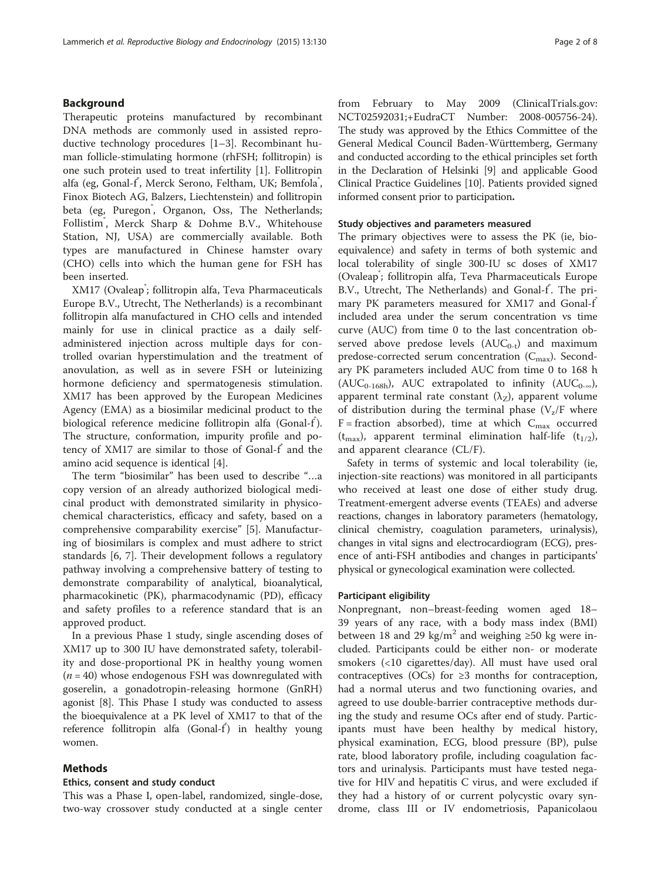## Background

Therapeutic proteins manufactured by recombinant DNA methods are commonly used in assisted reproductive technology procedures [1–3]. Recombinant human follicle-stimulating hormone (rhFSH; follitropin) is one such protein used to treat infertility [1]. Follitropin alfa (eg, Gonal-f®, Merck Serono, Feltham, UK; Bemfola®, Finox Biotech AG, Balzers, Liechtenstein) and follitropin beta (eg, Puregon®, Organon, Oss, The Netherlands; Follistim®, Merck Sharp & Dohme B.V., Whitehouse Station, NJ, USA) are commercially available. Both types are manufactured in Chinese hamster ovary (CHO) cells into which the human gene for FSH has been inserted.

XM17 (Ovaleap®; follitropin alfa, Teva Pharmaceuticals Europe B.V., Utrecht, The Netherlands) is a recombinant follitropin alfa manufactured in CHO cells and intended mainly for use in clinical practice as a daily self-administered injection across multiple days for controlled ovarian hyperstimulation and the treatment of anovulation, as well as in severe FSH or luteinizing hormone deficiency and spermatogenesis stimulation. XM17 has been approved by the European Medicines Agency (EMA) as a biosimilar medicinal product to the biological reference medicine follitropin alfa (Gonal-f®). The structure, conformation, impurity profile and potency of XM17 are similar to those of Gonal-f® and the amino acid sequence is identical [4].

The term "biosimilar" has been used to describe "…a copy version of an already authorized biological medicinal product with demonstrated similarity in physicochemical characteristics, efficacy and safety, based on a comprehensive comparability exercise" [5]. Manufacturing of biosimilars is complex and must adhere to strict standards [6, 7]. Their development follows a regulatory pathway involving a comprehensive battery of testing to demonstrate comparability of analytical, bioanalytical, pharmacokinetic (PK), pharmacodynamic (PD), efficacy and safety profiles to a reference standard that is an approved product.

In a previous Phase 1 study, single ascending doses of XM17 up to 300 IU have demonstrated safety, tolerability and dose-proportional PK in healthy young women ($n = 40$) whose endogenous FSH was downregulated with goserelin, a gonadotropin-releasing hormone (GnRH) agonist [8]. This Phase I study was conducted to assess the bioequivalence at a PK level of XM17 to that of the reference follitropin alfa (Gonal-f®) in healthy young women.

## Methods

### Ethics, consent and study conduct

This was a Phase I, open-label, randomized, single-dose, two-way crossover study conducted at a single center from February to May 2009 (ClinicalTrials.gov: NCT02592031;+EudraCT Number: 2008-005756-24). The study was approved by the Ethics Committee of the General Medical Council Baden-Württemberg, Germany and conducted according to the ethical principles set forth in the Declaration of Helsinki [9] and applicable Good Clinical Practice Guidelines [10]. Patients provided signed informed consent prior to participation.

### Study objectives and parameters measured

The primary objectives were to assess the PK (ie, bioequivalence) and safety in terms of both systemic and local tolerability of single 300-IU sc doses of XM17 (Ovaleap®; follitropin alfa, Teva Pharmaceuticals Europe B.V., Utrecht, The Netherlands) and Gonal-f®. The primary PK parameters measured for XM17 and Gonal-f® included area under the serum concentration vs time curve (AUC) from time 0 to the last concentration observed above predose levels ($AUC_{0\text{-}t}$) and maximum predose-corrected serum concentration ($C_{max}$). Secondary PK parameters included AUC from time 0 to 168 h ($AUC_{0\text{-}168h}$), AUC extrapolated to infinity ($AUC_{0\text{-}\infty}$), apparent terminal rate constant ($\lambda_Z$), apparent volume of distribution during the terminal phase ($V_z/F$ where F = fraction absorbed), time at which $C_{max}$ occurred ($t_{max}$), apparent terminal elimination half-life ($t_{1/2}$), and apparent clearance (CL/F).

Safety in terms of systemic and local tolerability (ie, injection-site reactions) was monitored in all participants who received at least one dose of either study drug. Treatment-emergent adverse events (TEAEs) and adverse reactions, changes in laboratory parameters (hematology, clinical chemistry, coagulation parameters, urinalysis), changes in vital signs and electrocardiogram (ECG), presence of anti-FSH antibodies and changes in participants' physical or gynecological examination were collected.

### Participant eligibility

Nonpregnant, non–breast-feeding women aged 18–39 years of any race, with a body mass index (BMI) between 18 and 29 kg/m$^2$ and weighing ≥50 kg were included. Participants could be either non- or moderate smokers (<10 cigarettes/day). All must have used oral contraceptives (OCs) for ≥3 months for contraception, had a normal uterus and two functioning ovaries, and agreed to use double-barrier contraceptive methods during the study and resume OCs after end of study. Participants must have been healthy by medical history, physical examination, ECG, blood pressure (BP), pulse rate, blood laboratory profile, including coagulation factors and urinalysis. Participants must have tested negative for HIV and hepatitis C virus, and were excluded if they had a history of or current polycystic ovary syndrome, class III or IV endometriosis, Papanicolaou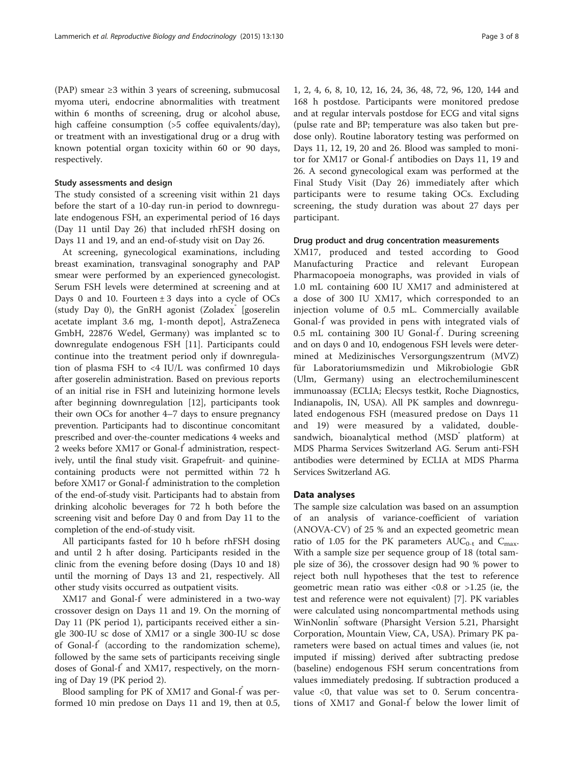(PAP) smear ≥3 within 3 years of screening, submucosal myoma uteri, endocrine abnormalities with treatment within 6 months of screening, drug or alcohol abuse, high caffeine consumption (>5 coffee equivalents/day), or treatment with an investigational drug or a drug with known potential organ toxicity within 60 or 90 days, respectively.

### Study assessments and design

The study consisted of a screening visit within 21 days before the start of a 10-day run-in period to downregulate endogenous FSH, an experimental period of 16 days (Day 11 until Day 26) that included rhFSH dosing on Days 11 and 19, and an end-of-study visit on Day 26.

At screening, gynecological examinations, including breast examination, transvaginal sonography and PAP smear were performed by an experienced gynecologist. Serum FSH levels were determined at screening and at Days 0 and 10. Fourteen ± 3 days into a cycle of OCs (study Day 0), the GnRH agonist (Zoladex® [goserelin acetate implant 3.6 mg, 1-month depot], AstraZeneca GmbH, 22876 Wedel, Germany) was implanted sc to downregulate endogenous FSH [11]. Participants could continue into the treatment period only if downregulation of plasma FSH to <4 IU/L was confirmed 10 days after goserelin administration. Based on previous reports of an initial rise in FSH and luteinizing hormone levels after beginning downregulation [12], participants took their own OCs for another 4–7 days to ensure pregnancy prevention. Participants had to discontinue concomitant prescribed and over-the-counter medications 4 weeks and 2 weeks before XM17 or Gonal-f® administration, respectively, until the final study visit. Grapefruit- and quinine-containing products were not permitted within 72 h before XM17 or Gonal-f® administration to the completion of the end-of-study visit. Participants had to abstain from drinking alcoholic beverages for 72 h both before the screening visit and before Day 0 and from Day 11 to the completion of the end-of-study visit.

All participants fasted for 10 h before rhFSH dosing and until 2 h after dosing. Participants resided in the clinic from the evening before dosing (Days 10 and 18) until the morning of Days 13 and 21, respectively. All other study visits occurred as outpatient visits.

XM17 and Gonal-f® were administered in a two-way crossover design on Days 11 and 19. On the morning of Day 11 (PK period 1), participants received either a single 300-IU sc dose of XM17 or a single 300-IU sc dose of Gonal-f® (according to the randomization scheme), followed by the same sets of participants receiving single doses of Gonal-f® and XM17, respectively, on the morning of Day 19 (PK period 2).

Blood sampling for PK of XM17 and Gonal-f® was performed 10 min predose on Days 11 and 19, then at 0.5, 1, 2, 4, 6, 8, 10, 12, 16, 24, 36, 48, 72, 96, 120, 144 and 168 h postdose. Participants were monitored predose and at regular intervals postdose for ECG and vital signs (pulse rate and BP; temperature was also taken but predose only). Routine laboratory testing was performed on Days 11, 12, 19, 20 and 26. Blood was sampled to monitor for XM17 or Gonal-f® antibodies on Days 11, 19 and 26. A second gynecological exam was performed at the Final Study Visit (Day 26) immediately after which participants were to resume taking OCs. Excluding screening, the study duration was about 27 days per participant.

### Drug product and drug concentration measurements

XM17, produced and tested according to Good Manufacturing Practice and relevant European Pharmacopoeia monographs, was provided in vials of 1.0 mL containing 600 IU XM17 and administered at a dose of 300 IU XM17, which corresponded to an injection volume of 0.5 mL. Commercially available Gonal-f® was provided in pens with integrated vials of 0.5 mL containing 300 IU Gonal-f®. During screening and on days 0 and 10, endogenous FSH levels were determined at Medizinisches Versorgungszentrum (MVZ) für Laboratoriumsmedizin und Mikrobiologie GbR (Ulm, Germany) using an electrochemiluminescent immunoassay (ECLIA; Elecsys testkit, Roche Diagnostics, Indianapolis, IN, USA). All PK samples and downregulated endogenous FSH (measured predose on Days 11 and 19) were measured by a validated, double-sandwich, bioanalytical method (MSD® platform) at MDS Pharma Services Switzerland AG. Serum anti-FSH antibodies were determined by ECLIA at MDS Pharma Services Switzerland AG.

## Data analyses

The sample size calculation was based on an assumption of an analysis of variance-coefficient of variation (ANOVA-CV) of 25 % and an expected geometric mean ratio of 1.05 for the PK parameters $AUC_{0\text{-}t}$ and $C_{max}$. With a sample size per sequence group of 18 (total sample size of 36), the crossover design had 90 % power to reject both null hypotheses that the test to reference geometric mean ratio was either <0.8 or >1.25 (ie, the test and reference were not equivalent) [7]. PK variables were calculated using noncompartmental methods using WinNonlin® software (Pharsight Version 5.21, Pharsight Corporation, Mountain View, CA, USA). Primary PK parameters were based on actual times and values (ie, not imputed if missing) derived after subtracting predose (baseline) endogenous FSH serum concentrations from values immediately predosing. If subtraction produced a value <0, that value was set to 0. Serum concentrations of XM17 and Gonal-f® below the lower limit of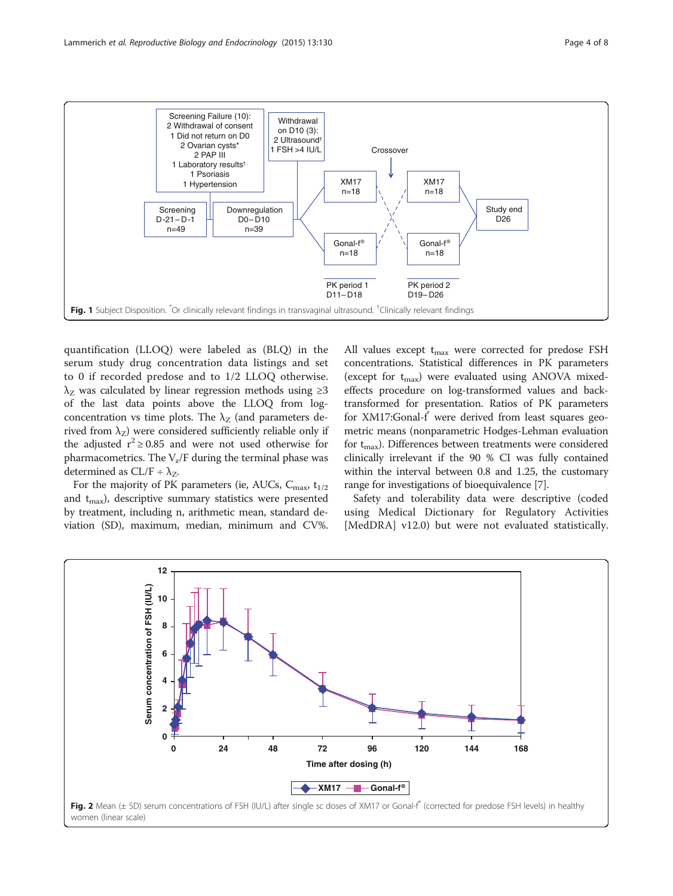Fig. 1 Subject Disposition. *Or clinically relevant findings in transvaginal ultrasound. †Clinically relevant findings

quantification (LLOQ) were labeled as (BLQ) in the serum study drug concentration data listings and set to 0 if recorded predose and to 1/2 LLOQ otherwise. $\lambda_Z$ was calculated by linear regression methods using ≥3 of the last data points above the LLOQ from log-concentration vs time plots. The $\lambda_Z$ (and parameters derived from $\lambda_Z$) were considered sufficiently reliable only if the adjusted $r^2 \geq 0.85$ and were not used otherwise for pharmacometrics. The $V_z/F$ during the terminal phase was determined as $CL/F \div \lambda_Z$.

For the majority of PK parameters (ie, AUCs, $C_{max}$, $t_{1/2}$ and $t_{max}$), descriptive summary statistics were presented by treatment, including n, arithmetic mean, standard deviation (SD), maximum, median, minimum and CV%. All values except $t_{max}$ were corrected for predose FSH concentrations. Statistical differences in PK parameters (except for $t_{max}$) were evaluated using ANOVA mixed-effects procedure on log-transformed values and back-transformed for presentation. Ratios of PK parameters for XM17:Gonal-f® were derived from least squares geometric means (nonparametric Hodges-Lehman evaluation for $t_{max}$). Differences between treatments were considered clinically irrelevant if the 90 % CI was fully contained within the interval between 0.8 and 1.25, the customary range for investigations of bioequivalence [7].

Safety and tolerability data were descriptive (coded using Medical Dictionary for Regulatory Activities [MedDRA] v12.0) but were not evaluated statistically.

Fig. 2 Mean (± SD) serum concentrations of FSH (IU/L) after single sc doses of XM17 or Gonal-f® (corrected for predose FSH levels) in healthy women (linear scale)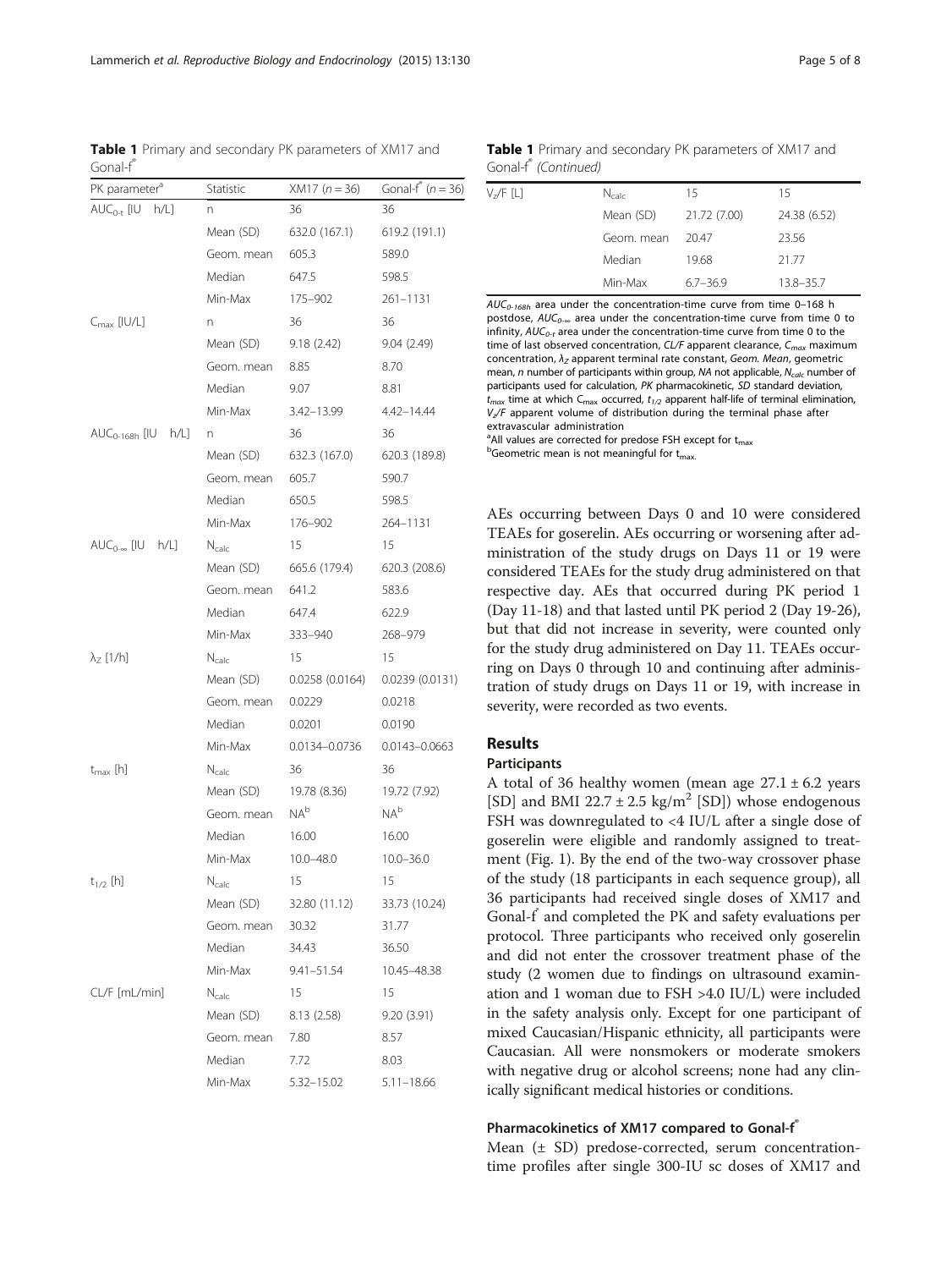**Table 1** Primary and secondary PK parameters of XM17 and Gonal-f®

| PK parameter[a] | Statistic | XM17 (n = 36) | Gonal-f® (n = 36) |
|---|---|---|---|
| $AUC_{0-t}$ [IU h/L] | n | 36 | 36 |
| | Mean (SD) | 632.0 (167.1) | 619.2 (191.1) |
| | Geom. mean | 605.3 | 589.0 |
| | Median | 647.5 | 598.5 |
| | Min-Max | 175–902 | 261–1131 |
| $C_{max}$ [IU/L] | n | 36 | 36 |
| | Mean (SD) | 9.18 (2.42) | 9.04 (2.49) |
| | Geom. mean | 8.85 | 8.70 |
| | Median | 9.07 | 8.81 |
| | Min-Max | 3.42–13.99 | 4.42–14.44 |
| $AUC_{0-168h}$ [IU h/L] | n | 36 | 36 |
| | Mean (SD) | 632.3 (167.0) | 620.3 (189.8) |
| | Geom. mean | 605.7 | 590.7 |
| | Median | 650.5 | 598.5 |
| | Min-Max | 176–902 | 264–1131 |
| $AUC_{0-\infty}$ [IU h/L] | $N_{calc}$ | 15 | 15 |
| | Mean (SD) | 665.6 (179.4) | 620.3 (208.6) |
| | Geom. mean | 641.2 | 583.6 |
| | Median | 647.4 | 622.9 |
| | Min-Max | 333–940 | 268–979 |
| $\lambda_Z$ [1/h] | $N_{calc}$ | 15 | 15 |
| | Mean (SD) | 0.0258 (0.0164) | 0.0239 (0.0131) |
| | Geom. mean | 0.0229 | 0.0218 |
| | Median | 0.0201 | 0.0190 |
| | Min-Max | 0.0134–0.0736 | 0.0143–0.0663 |
| $t_{max}$ [h] | $N_{calc}$ | 36 | 36 |
| | Mean (SD) | 19.78 (8.36) | 19.72 (7.92) |
| | Geom. mean | NA[b] | NA[b] |
| | Median | 16.00 | 16.00 |
| | Min-Max | 10.0–48.0 | 10.0–36.0 |
| $t_{1/2}$ [h] | $N_{calc}$ | 15 | 15 |
| | Mean (SD) | 32.80 (11.12) | 33.73 (10.24) |
| | Geom. mean | 30.32 | 31.77 |
| | Median | 34.43 | 36.50 |
| | Min-Max | 9.41–51.54 | 10.45–48.38 |
| CL/F [mL/min] | $N_{calc}$ | 15 | 15 |
| | Mean (SD) | 8.13 (2.58) | 9.20 (3.91) |
| | Geom. mean | 7.80 | 8.57 |
| | Median | 7.72 | 8.03 |
| | Min-Max | 5.32–15.02 | 5.11–18.66 |
| $V_z/F$ [L] | $N_{calc}$ | 15 | 15 |
| | Mean (SD) | 21.72 (7.00) | 24.38 (6.52) |
| | Geom. mean | 20.47 | 23.56 |
| | Median | 19.68 | 21.77 |
| | Min-Max | 6.7–36.9 | 13.8–35.7 |

$AUC_{0-168h}$ area under the concentration-time curve from time 0–168 h postdose, $AUC_{0-\infty}$ area under the concentration-time curve from time 0 to infinity, $AUC_{0-t}$ area under the concentration-time curve from time 0 to the time of last observed concentration, *CL/F* apparent clearance, $C_{max}$ maximum concentration, $\lambda_Z$ apparent terminal rate constant, *Geom. Mean*, geometric mean, *n* number of participants within group, *NA* not applicable, $N_{calc}$ number of participants used for calculation, *PK* pharmacokinetic, *SD* standard deviation, $t_{max}$ time at which $C_{max}$ occurred, $t_{1/2}$ apparent half-life of terminal elimination, $V_z/F$ apparent volume of distribution during the terminal phase after extravascular administration

[a]All values are corrected for predose FSH except for $t_{max}$

[b]Geometric mean is not meaningful for $t_{max}$.

AEs occurring between Days 0 and 10 were considered TEAEs for goserelin. AEs occurring or worsening after administration of the study drugs on Days 11 or 19 were considered TEAEs for the study drug administered on that respective day. AEs that occurred during PK period 1 (Day 11-18) and that lasted until PK period 2 (Day 19-26), but that did not increase in severity, were counted only for the study drug administered on Day 11. TEAEs occurring on Days 0 through 10 and continuing after administration of study drugs on Days 11 or 19, with increase in severity, were recorded as two events.

## Results

### Participants

A total of 36 healthy women (mean age 27.1 ± 6.2 years [SD] and BMI 22.7 ± 2.5 kg/m$^2$ [SD]) whose endogenous FSH was downregulated to <4 IU/L after a single dose of goserelin were eligible and randomly assigned to treatment (Fig. 1). By the end of the two-way crossover phase of the study (18 participants in each sequence group), all 36 participants had received single doses of XM17 and Gonal-f® and completed the PK and safety evaluations per protocol. Three participants who received only goserelin and did not enter the crossover treatment phase of the study (2 women due to findings on ultrasound examination and 1 woman due to FSH >4.0 IU/L) were included in the safety analysis only. Except for one participant of mixed Caucasian/Hispanic ethnicity, all participants were Caucasian. All were nonsmokers or moderate smokers with negative drug or alcohol screens; none had any clinically significant medical histories or conditions.

### Pharmacokinetics of XM17 compared to Gonal-f®

Mean (± SD) predose-corrected, serum concentration-time profiles after single 300-IU sc doses of XM17 and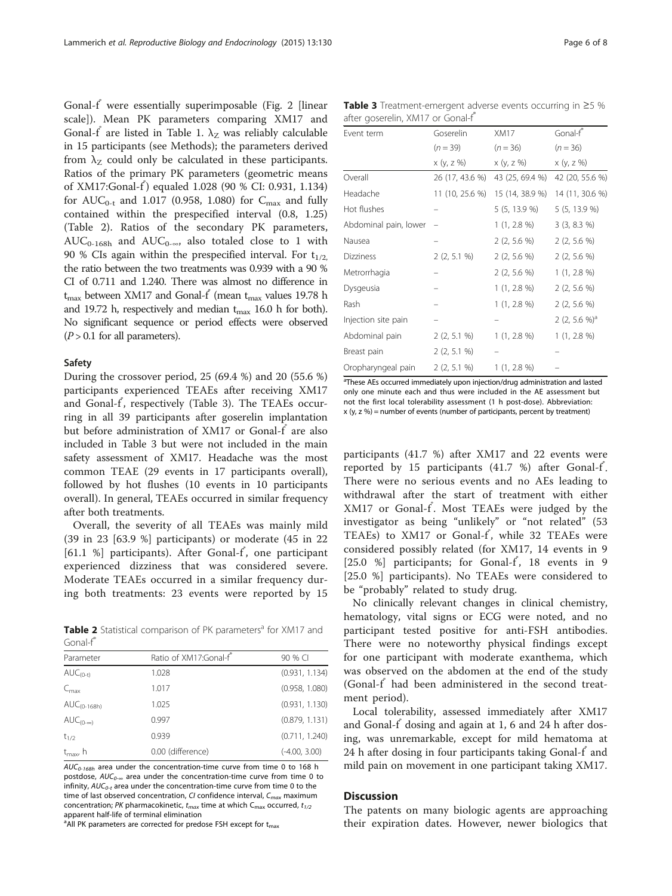Gonal-f® were essentially superimposable (Fig. 2 [linear scale]). Mean PK parameters comparing XM17 and Gonal-f® are listed in Table 1. $\lambda_Z$ was reliably calculable in 15 participants (see Methods); the parameters derived from $\lambda_Z$ could only be calculated in these participants. Ratios of the primary PK parameters (geometric means of XM17:Gonal-f®) equaled 1.028 (90 % CI: 0.931, 1.134) for $AUC_{0\text{-}t}$ and 1.017 (0.958, 1.080) for $C_{max}$ and fully contained within the prespecified interval (0.8, 1.25) (Table 2). Ratios of the secondary PK parameters, $AUC_{0\text{-}168h}$ and $AUC_{0\text{-}\infty}$, also totaled close to 1 with 90 % CIs again within the prespecified interval. For $t_{1/2}$, the ratio between the two treatments was 0.939 with a 90 % CI of 0.711 and 1.240. There was almost no difference in $t_{max}$ between XM17 and Gonal-f® (mean $t_{max}$ values 19.78 h and 19.72 h, respectively and median $t_{max}$ 16.0 h for both). No significant sequence or period effects were observed ($P > 0.1$ for all parameters).

**Safety**

During the crossover period, 25 (69.4 %) and 20 (55.6 %) participants experienced TEAEs after receiving XM17 and Gonal-f®, respectively (Table 3). The TEAEs occurring in all 39 participants after goserelin implantation but before administration of XM17 or Gonal-f® are also included in Table 3 but were not included in the main safety assessment of XM17. Headache was the most common TEAE (29 events in 17 participants overall), followed by hot flushes (10 events in 10 participants overall). In general, TEAEs occurred in similar frequency after both treatments.

Overall, the severity of all TEAEs was mainly mild (39 in 23 [63.9 %] participants) or moderate (45 in 22 [61.1 %] participants). After Gonal-f®, one participant experienced dizziness that was considered severe. Moderate TEAEs occurred in a similar frequency during both treatments: 23 events were reported by 15 participants (41.7 %) after XM17 and 22 events were reported by 15 participants (41.7 %) after Gonal-f®. There were no serious events and no AEs leading to withdrawal after the start of treatment with either XM17 or Gonal-f®. Most TEAEs were judged by the investigator as being "unlikely" or "not related" (53 TEAEs) to XM17 or Gonal-f®, while 32 TEAEs were considered possibly related (for XM17, 14 events in 9 [25.0 %] participants; for Gonal-f®, 18 events in 9 [25.0 %] participants). No TEAEs were considered to be "probably" related to study drug.

No clinically relevant changes in clinical chemistry, hematology, vital signs or ECG were noted, and no participant tested positive for anti-FSH antibodies. There were no noteworthy physical findings except for one participant with moderate exanthema, which was observed on the abdomen at the end of the study (Gonal-f® had been administered in the second treatment period).

Local tolerability, assessed immediately after XM17 and Gonal-f® dosing and again at 1, 6 and 24 h after dosing, was unremarkable, except for mild hematoma at 24 h after dosing in four participants taking Gonal-f® and mild pain on movement in one participant taking XM17.

**Table 2** Statistical comparison of PK parameters[a] for XM17 and Gonal-f®

| Parameter | Ratio of XM17:Gonal-f® | 90 % CI |
|---|---|---|
| $AUC_{(0\text{-}t)}$ | 1.028 | (0.931, 1.134) |
| $C_{max}$ | 1.017 | (0.958, 1.080) |
| $AUC_{(0\text{-}168h)}$ | 1.025 | (0.931, 1.130) |
| $AUC_{(0\text{-}\infty)}$ | 0.997 | (0.879, 1.131) |
| $t_{1/2}$ | 0.939 | (0.711, 1.240) |
| $t_{max}$, h | 0.00 (difference) | (-4.00, 3.00) |

$AUC_{0\text{-}168h}$ area under the concentration-time curve from time 0 to 168 h postdose, $AUC_{0\text{-}\infty}$ area under the concentration-time curve from time 0 to infinity, $AUC_{0\text{-}t}$ area under the concentration-time curve from time 0 to the time of last observed concentration, *CI* confidence interval, $C_{max}$ maximum concentration; *PK* pharmacokinetic, $t_{max}$ time at which $C_{max}$ occurred, $t_{1/2}$ apparent half-life of terminal elimination

[a]All PK parameters are corrected for predose FSH except for $t_{max}$

**Table 3** Treatment-emergent adverse events occurring in ≥5 % after goserelin, XM17 or Gonal-f®

| Event term | Goserelin (n = 39) x (y, z %) | XM17 (n = 36) x (y, z %) | Gonal-f® (n = 36) x (y, z %) |
|---|---|---|---|
| Overall | 26 (17, 43.6 %) | 43 (25, 69.4 %) | 42 (20, 55.6 %) |
| Headache | 11 (10, 25.6 %) | 15 (14, 38.9 %) | 14 (11, 30.6 %) |
| Hot flushes | – | 5 (5, 13.9 %) | 5 (5, 13.9 %) |
| Abdominal pain, lower | – | 1 (1, 2.8 %) | 3 (3, 8.3 %) |
| Nausea | – | 2 (2, 5.6 %) | 2 (2, 5.6 %) |
| Dizziness | 2 (2, 5.1 %) | 2 (2, 5.6 %) | 2 (2, 5.6 %) |
| Metrorrhagia | – | 2 (2, 5.6 %) | 1 (1, 2.8 %) |
| Dysgeusia | – | 1 (1, 2.8 %) | 2 (2, 5.6 %) |
| Rash | – | 1 (1, 2.8 %) | 2 (2, 5.6 %) |
| Injection site pain | – | – | 2 (2, 5.6 %)[a] |
| Abdominal pain | 2 (2, 5.1 %) | 1 (1, 2.8 %) | 1 (1, 2.8 %) |
| Breast pain | 2 (2, 5.1 %) | – | – |
| Oropharyngeal pain | 2 (2, 5.1 %) | 1 (1, 2.8 %) | – |

[a]These AEs occurred immediately upon injection/drug administration and lasted only one minute each and thus were included in the AE assessment but not the first local tolerability assessment (1 h post-dose). Abbreviation: x (y, z %) = number of events (number of participants, percent by treatment)

## Discussion

The patents on many biologic agents are approaching their expiration dates. However, newer biologics that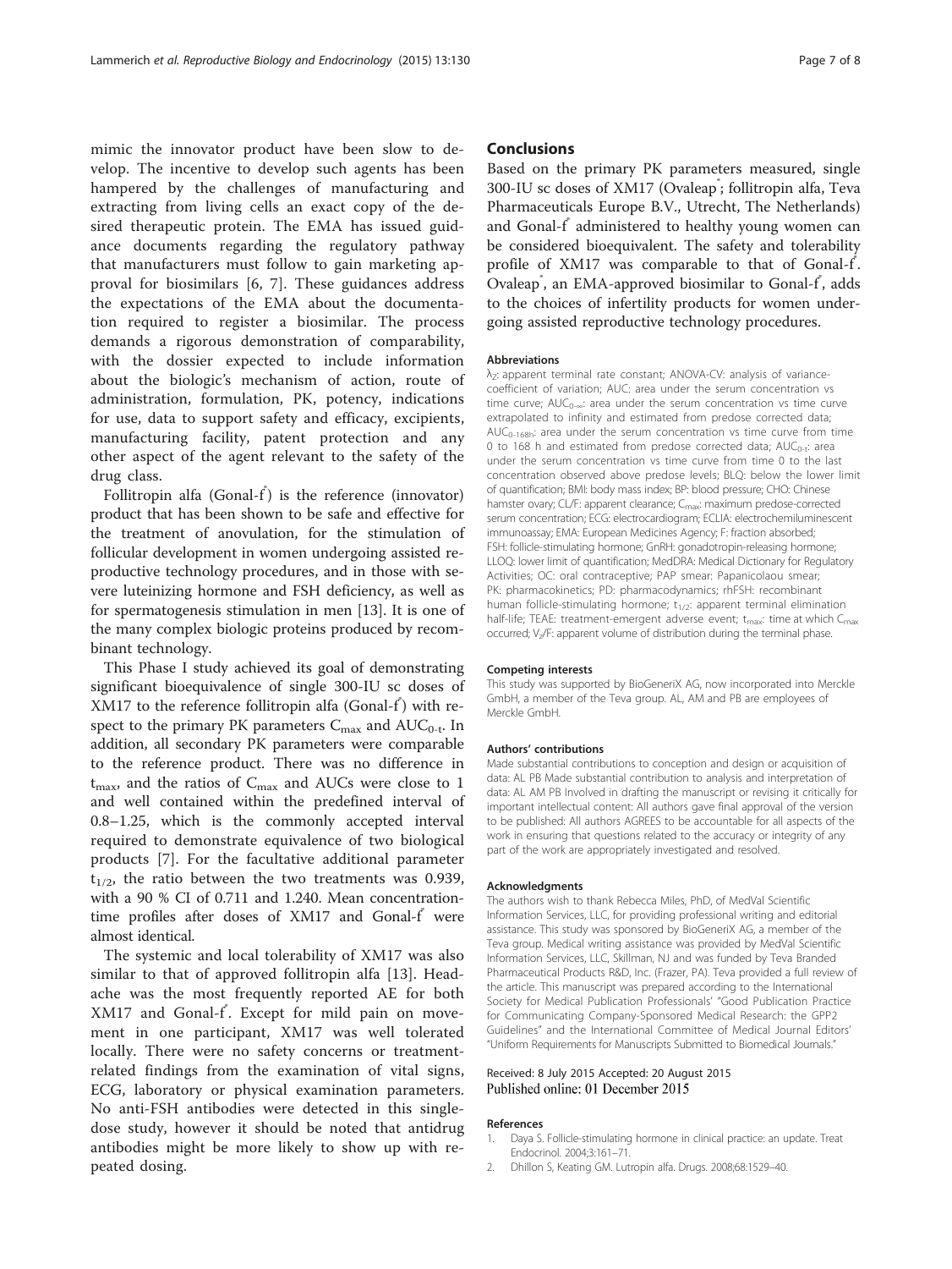mimic the innovator product have been slow to develop. The incentive to develop such agents has been hampered by the challenges of manufacturing and extracting from living cells an exact copy of the desired therapeutic protein. The EMA has issued guidance documents regarding the regulatory pathway that manufacturers must follow to gain marketing approval for biosimilars [6, 7]. These guidances address the expectations of the EMA about the documentation required to register a biosimilar. The process demands a rigorous demonstration of comparability, with the dossier expected to include information about the biologic's mechanism of action, route of administration, formulation, PK, potency, indications for use, data to support safety and efficacy, excipients, manufacturing facility, patent protection and any other aspect of the agent relevant to the safety of the drug class.

Follitropin alfa (Gonal-f®) is the reference (innovator) product that has been shown to be safe and effective for the treatment of anovulation, for the stimulation of follicular development in women undergoing assisted reproductive technology procedures, and in those with severe luteinizing hormone and FSH deficiency, as well as for spermatogenesis stimulation in men [13]. It is one of the many complex biologic proteins produced by recombinant technology.

This Phase I study achieved its goal of demonstrating significant bioequivalence of single 300-IU sc doses of XM17 to the reference follitropin alfa (Gonal-f®) with respect to the primary PK parameters $C_{max}$ and $AUC_{0-t}$. In addition, all secondary PK parameters were comparable to the reference product. There was no difference in $t_{max}$, and the ratios of $C_{max}$ and AUCs were close to 1 and well contained within the predefined interval of 0.8–1.25, which is the commonly accepted interval required to demonstrate equivalence of two biological products [7]. For the facultative additional parameter $t_{1/2}$, the ratio between the two treatments was 0.939, with a 90 % CI of 0.711 and 1.240. Mean concentration-time profiles after doses of XM17 and Gonal-f® were almost identical.

The systemic and local tolerability of XM17 was also similar to that of approved follitropin alfa [13]. Headache was the most frequently reported AE for both XM17 and Gonal-f®. Except for mild pain on movement in one participant, XM17 was well tolerated locally. There were no safety concerns or treatment-related findings from the examination of vital signs, ECG, laboratory or physical examination parameters. No anti-FSH antibodies were detected in this single-dose study, however it should be noted that antidrug antibodies might be more likely to show up with repeated dosing.

## Conclusions

Based on the primary PK parameters measured, single 300-IU sc doses of XM17 (Ovaleap®; follitropin alfa, Teva Pharmaceuticals Europe B.V., Utrecht, The Netherlands) and Gonal-f® administered to healthy young women can be considered bioequivalent. The safety and tolerability profile of XM17 was comparable to that of Gonal-f®. Ovaleap®, an EMA-approved biosimilar to Gonal-f®, adds to the choices of infertility products for women undergoing assisted reproductive technology procedures.

### Abbreviations

$\lambda_Z$: apparent terminal rate constant; ANOVA-CV: analysis of variance-coefficient of variation; AUC: area under the serum concentration vs time curve; $AUC_{0-\infty}$: area under the serum concentration vs time curve extrapolated to infinity and estimated from predose corrected data; $AUC_{0-168h}$: area under the serum concentration vs time curve from time 0 to 168 h and estimated from predose corrected data; $AUC_{0-t}$: area under the serum concentration vs time curve from time 0 to the last concentration observed above predose levels; BLQ: below the lower limit of quantification; BMI: body mass index; BP: blood pressure; CHO: Chinese hamster ovary; CL/F: apparent clearance; $C_{max}$: maximum predose-corrected serum concentration; ECG: electrocardiogram; ECLIA: electrochemiluminescent immunoassay; EMA: European Medicines Agency; F: fraction absorbed; FSH: follicle-stimulating hormone; GnRH: gonadotropin-releasing hormone; LLOQ: lower limit of quantification; MedDRA: Medical Dictionary for Regulatory Activities; OC: oral contraceptive; PAP smear: Papanicolaou smear; PK: pharmacokinetics; PD: pharmacodynamics; rhFSH: recombinant human follicle-stimulating hormone; $t_{1/2}$: apparent terminal elimination half-life; TEAE: treatment-emergent adverse event; $t_{max}$: time at which $C_{max}$ occurred; $V_z/F$: apparent volume of distribution during the terminal phase.

### Competing interests

This study was supported by BioGeneriX AG, now incorporated into Merckle GmbH, a member of the Teva group. AL, AM and PB are employees of Merckle GmbH.

### Authors' contributions

Made substantial contributions to conception and design or acquisition of data: AL PB Made substantial contribution to analysis and interpretation of data: AL AM PB Involved in drafting the manuscript or revising it critically for important intellectual content: All authors gave final approval of the version to be published: All authors AGREES to be accountable for all aspects of the work in ensuring that questions related to the accuracy or integrity of any part of the work are appropriately investigated and resolved.

### Acknowledgments

The authors wish to thank Rebecca Miles, PhD, of MedVal Scientific Information Services, LLC, for providing professional writing and editorial assistance. This study was sponsored by BioGeneriX AG, a member of the Teva group. Medical writing assistance was provided by MedVal Scientific Information Services, LLC, Skillman, NJ and was funded by Teva Branded Pharmaceutical Products R&D, Inc. (Frazer, PA). Teva provided a full review of the article. This manuscript was prepared according to the International Society for Medical Publication Professionals' "Good Publication Practice for Communicating Company-Sponsored Medical Research: the GPP2 Guidelines" and the International Committee of Medical Journal Editors' "Uniform Requirements for Manuscripts Submitted to Biomedical Journals."

Received: 8 July 2015 Accepted: 20 August 2015
Published online: 01 December 2015

### References

1. Daya S. Follicle-stimulating hormone in clinical practice: an update. Treat Endocrinol. 2004;3:161–71.
2. Dhillon S, Keating GM. Lutropin alfa. Drugs. 2008;68:1529–40.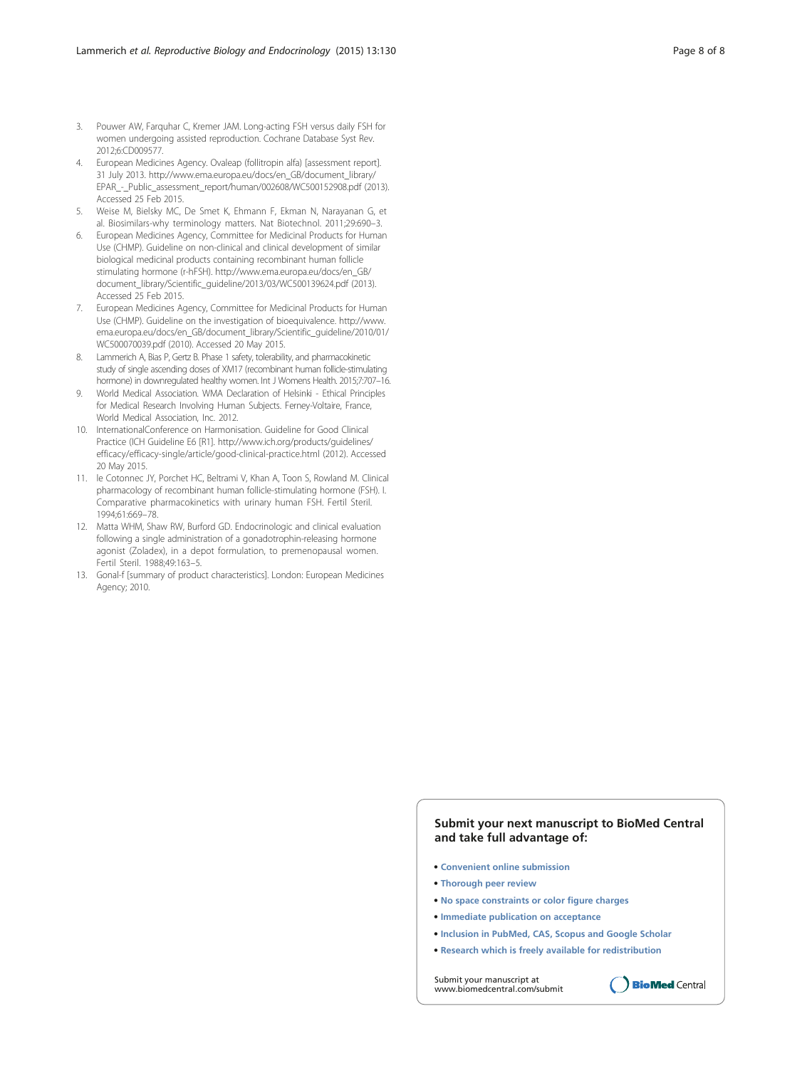3. Pouwer AW, Farquhar C, Kremer JAM. Long-acting FSH versus daily FSH for women undergoing assisted reproduction. Cochrane Database Syst Rev. 2012;6:CD009577.
4. European Medicines Agency. Ovaleap (follitropin alfa) [assessment report]. 31 July 2013. http://www.ema.europa.eu/docs/en_GB/document_library/EPAR_-_Public_assessment_report/human/002608/WC500152908.pdf (2013). Accessed 25 Feb 2015.
5. Weise M, Bielsky MC, De Smet K, Ehmann F, Ekman N, Narayanan G, et al. Biosimilars-why terminology matters. Nat Biotechnol. 2011;29:690–3.
6. European Medicines Agency, Committee for Medicinal Products for Human Use (CHMP). Guideline on non-clinical and clinical development of similar biological medicinal products containing recombinant human follicle stimulating hormone (r-hFSH). http://www.ema.europa.eu/docs/en_GB/document_library/Scientific_guideline/2013/03/WC500139624.pdf (2013). Accessed 25 Feb 2015.
7. European Medicines Agency, Committee for Medicinal Products for Human Use (CHMP). Guideline on the investigation of bioequivalence. http://www.ema.europa.eu/docs/en_GB/document_library/Scientific_guideline/2010/01/WC500070039.pdf (2010). Accessed 20 May 2015.
8. Lammerich A, Bias P, Gertz B. Phase 1 safety, tolerability, and pharmacokinetic study of single ascending doses of XM17 (recombinant human follicle-stimulating hormone) in downregulated healthy women. Int J Womens Health. 2015;7:707–16.
9. World Medical Association. WMA Declaration of Helsinki - Ethical Principles for Medical Research Involving Human Subjects. Ferney-Voltaire, France, World Medical Association, Inc. 2012.
10. InternationalConference on Harmonisation. Guideline for Good Clinical Practice (ICH Guideline E6 [R1]. http://www.ich.org/products/guidelines/efficacy/efficacy-single/article/good-clinical-practice.html (2012). Accessed 20 May 2015.
11. le Cotonnec JY, Porchet HC, Beltrami V, Khan A, Toon S, Rowland M. Clinical pharmacology of recombinant human follicle-stimulating hormone (FSH). I. Comparative pharmacokinetics with urinary human FSH. Fertil Steril. 1994;61:669–78.
12. Matta WHM, Shaw RW, Burford GD. Endocrinologic and clinical evaluation following a single administration of a gonadotrophin-releasing hormone agonist (Zoladex), in a depot formulation, to premenopausal women. Fertil Steril. 1988;49:163–5.
13. Gonal-f [summary of product characteristics]. London: European Medicines Agency; 2010.

**Submit your next manuscript to BioMed Central and take full advantage of:**

- **Convenient online submission**
- **Thorough peer review**
- **No space constraints or color figure charges**
- **Immediate publication on acceptance**
- **Inclusion in PubMed, CAS, Scopus and Google Scholar**
- **Research which is freely available for redistribution**

Submit your manuscript at
www.biomedcentral.com/submit

BioMed Central